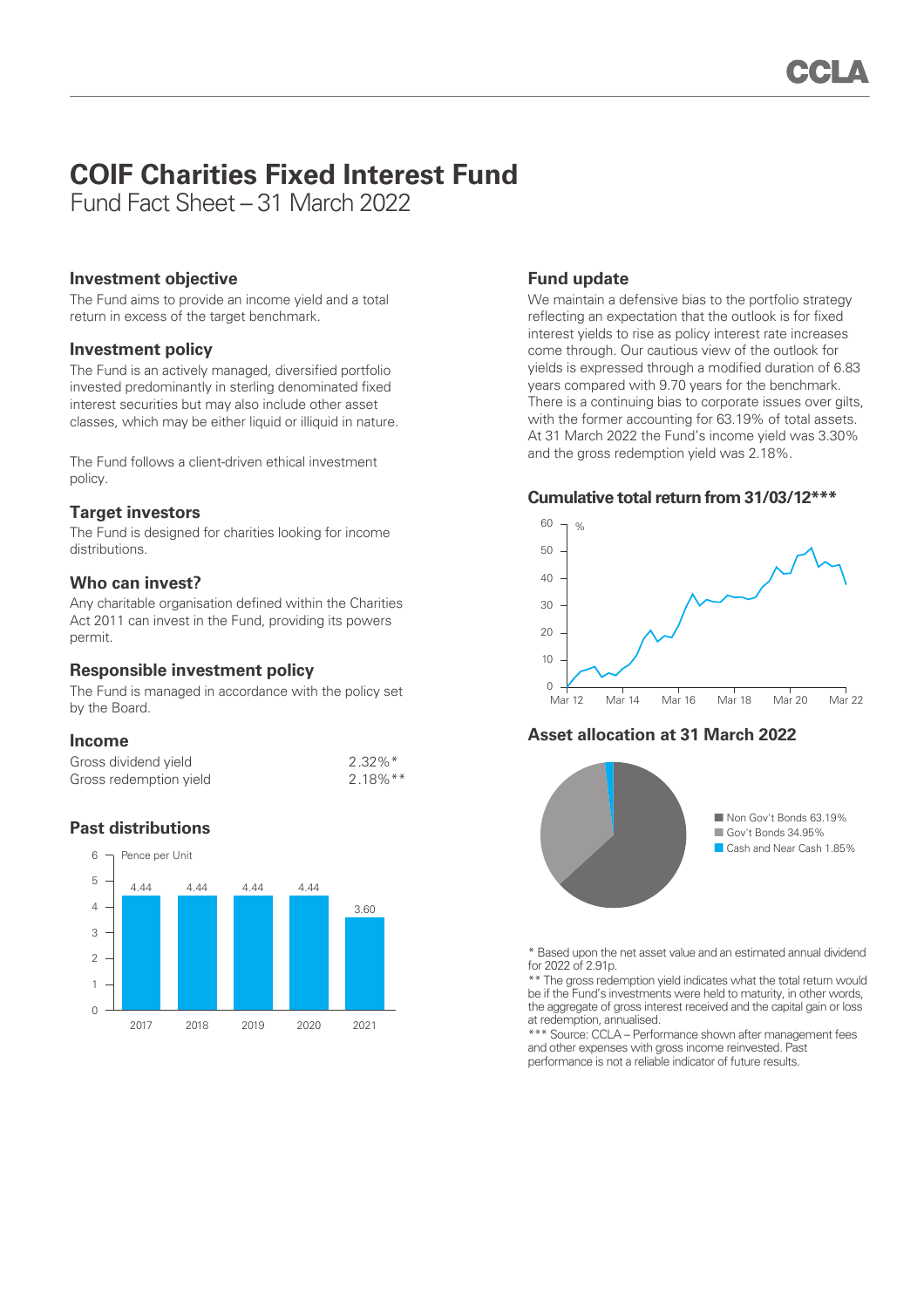# COIF Charities Fixed Interest Fund

Fund Fact Sheet – 31 March 2022

### Investment objective

The Fund aims to provide an income yield and a total return in excess of the target benchmark.

### Investment policy

The Fund is an actively managed, diversified portfolio invested predominantly in sterling denominated fixed interest securities but may also include other asset classes, which may be either liquid or illiquid in nature.

The Fund follows a client-driven ethical investment policy.

### Target investors

The Fund is designed for charities looking for income distributions.

### Who can invest?

Any charitable organisation defined within the Charities Act 2011 can invest in the Fund, providing its powers permit.

### Responsible investment policy

The Fund is managed in accordance with the policy set by the Board.

### Income

| | |
|---|---|
| Gross dividend yield | 2.32%* |
| Gross redemption yield | 2.18%** |

### Past distributions

Pence per Unit

| 2017 | 2018 | 2019 | 2020 | 2021 |
|---|---|---|---|---|
| 4.44 | 4.44 | 4.44 | 4.44 | 3.60 |

### Fund update

We maintain a defensive bias to the portfolio strategy reflecting an expectation that the outlook is for fixed interest yields to rise as policy interest rate increases come through. Our cautious view of the outlook for yields is expressed through a modified duration of 6.83 years compared with 9.70 years for the benchmark. There is a continuing bias to corporate issues over gilts, with the former accounting for 63.19% of total assets. At 31 March 2022 the Fund's income yield was 3.30% and the gross redemption yield was 2.18%.

### Cumulative total return from 31/03/12***

### Asset allocation at 31 March 2022

- Non Gov't Bonds 63.19%
- Gov't Bonds 34.95%
- Cash and Near Cash 1.85%

\* Based upon the net asset value and an estimated annual dividend for 2022 of 2.91p.

\** The gross redemption yield indicates what the total return would be if the Fund's investments were held to maturity, in other words, the aggregate of gross interest received and the capital gain or loss at redemption, annualised.

\*** Source: CCLA – Performance shown after management fees and other expenses with gross income reinvested. Past performance is not a reliable indicator of future results.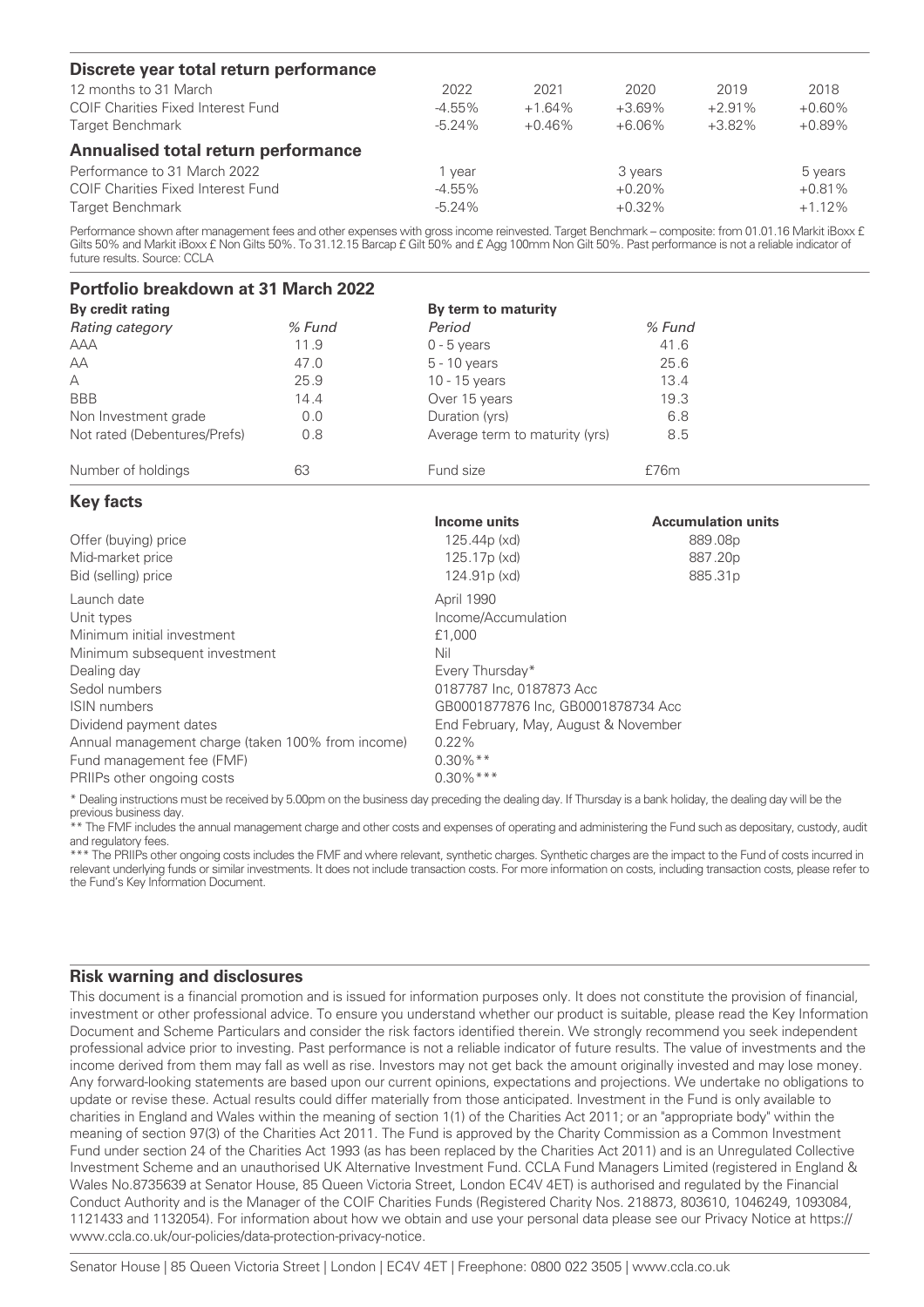## Discrete year total return performance

| 12 months to 31 March | 2022 | 2021 | 2020 | 2019 | 2018 |
|---|---|---|---|---|---|
| COIF Charities Fixed Interest Fund | -4.55% | +1.64% | +3.69% | +2.91% | +0.60% |
| Target Benchmark | -5.24% | +0.46% | +6.06% | +3.82% | +0.89% |

## Annualised total return performance

| Performance to 31 March 2022 | 1 year | 3 years | 5 years |
|---|---|---|---|
| COIF Charities Fixed Interest Fund | -4.55% | +0.20% | +0.81% |
| Target Benchmark | -5.24% | +0.32% | +1.12% |

Performance shown after management fees and other expenses with gross income reinvested. Target Benchmark – composite: from 01.01.16 Markit iBoxx £ Gilts 50% and Markit iBoxx £ Non Gilts 50%. To 31.12.15 Barcap £ Gilt 50% and £ Agg 100mm Non Gilt 50%. Past performance is not a reliable indicator of future results. Source: CCLA

## Portfolio breakdown at 31 March 2022

**By credit rating**

| *Rating category* | *% Fund* |
|---|---|
| AAA | 11.9 |
| AA | 47.0 |
| A | 25.9 |
| BBB | 14.4 |
| Non Investment grade | 0.0 |
| Not rated (Debentures/Prefs) | 0.8 |
| Number of holdings | 63 |

**By term to maturity**

| *Period* | *% Fund* |
|---|---|
| 0 - 5 years | 41.6 |
| 5 - 10 years | 25.6 |
| 10 - 15 years | 13.4 |
| Over 15 years | 19.3 |
| Duration (yrs) | 6.8 |
| Average term to maturity (yrs) | 8.5 |
| Fund size | £76m |

## Key facts

| | Income units | Accumulation units |
|---|---|---|
| Offer (buying) price | 125.44p (xd) | 889.08p |
| Mid-market price | 125.17p (xd) | 887.20p |
| Bid (selling) price | 124.91p (xd) | 885.31p |

| | |
|---|---|
| Launch date | April 1990 |
| Unit types | Income/Accumulation |
| Minimum initial investment | £1,000 |
| Minimum subsequent investment | Nil |
| Dealing day | Every Thursday* |
| Sedol numbers | 0187787 Inc, 0187873 Acc |
| ISIN numbers | GB0001877876 Inc, GB0001878734 Acc |
| Dividend payment dates | End February, May, August & November |
| Annual management charge (taken 100% from income) | 0.22% |
| Fund management fee (FMF) | 0.30%** |
| PRIIPs other ongoing costs | 0.30%*** |

* Dealing instructions must be received by 5.00pm on the business day preceding the dealing day. If Thursday is a bank holiday, the dealing day will be the previous business day.

** The FMF includes the annual management charge and other costs and expenses of operating and administering the Fund such as depositary, custody, audit and regulatory fees.

*** The PRIIPs other ongoing costs includes the FMF and where relevant, synthetic charges. Synthetic charges are the impact to the Fund of costs incurred in relevant underlying funds or similar investments. It does not include transaction costs. For more information on costs, including transaction costs, please refer to the Fund's Key Information Document.

## Risk warning and disclosures

This document is a financial promotion and is issued for information purposes only. It does not constitute the provision of financial, investment or other professional advice. To ensure you understand whether our product is suitable, please read the Key Information Document and Scheme Particulars and consider the risk factors identified therein. We strongly recommend you seek independent professional advice prior to investing. Past performance is not a reliable indicator of future results. The value of investments and the income derived from them may fall as well as rise. Investors may not get back the amount originally invested and may lose money. Any forward-looking statements are based upon our current opinions, expectations and projections. We undertake no obligations to update or revise these. Actual results could differ materially from those anticipated. Investment in the Fund is only available to charities in England and Wales within the meaning of section 1(1) of the Charities Act 2011; or an "appropriate body" within the meaning of section 97(3) of the Charities Act 2011. The Fund is approved by the Charity Commission as a Common Investment Fund under section 24 of the Charities Act 1993 (as has been replaced by the Charities Act 2011) and is an Unregulated Collective Investment Scheme and an unauthorised UK Alternative Investment Fund. CCLA Fund Managers Limited (registered in England & Wales No.8735639 at Senator House, 85 Queen Victoria Street, London EC4V 4ET) is authorised and regulated by the Financial Conduct Authority and is the Manager of the COIF Charities Funds (Registered Charity Nos. 218873, 803610, 1046249, 1093084, 1121433 and 1132054). For information about how we obtain and use your personal data please see our Privacy Notice at https://www.ccla.co.uk/our-policies/data-protection-privacy-notice.

Senator House | 85 Queen Victoria Street | London | EC4V 4ET | Freephone: 0800 022 3505 | www.ccla.co.uk